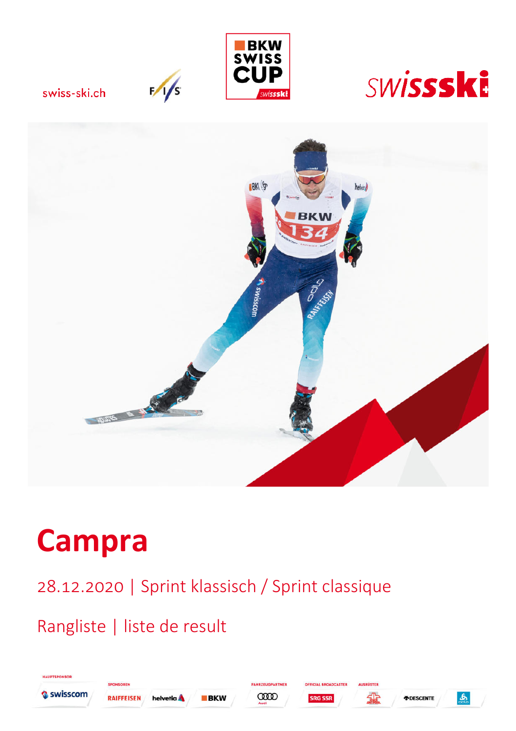swiss-ski.ch

# Campra

28.12.2020 | Sprint klassisch / Sprint classique

Rangliste | liste de result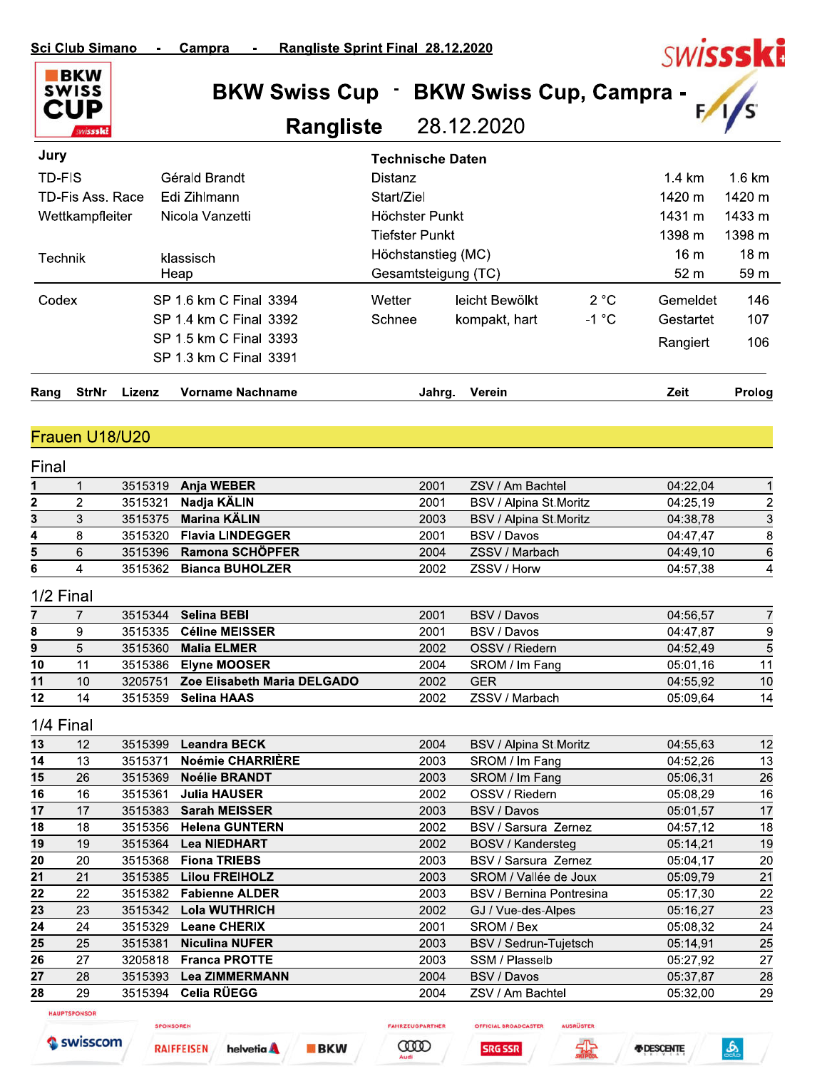Sci Club Simano - Campra - Rangliste Sprint Final 28.12.2020

# BKW Swiss Cup - BKW Swiss Cup, Campra -

## Rangliste 28.12.2020

| Jury | | Technische Daten | | | |
|---|---|---|---|---|---|
| TD-FIS | Gérald Brandt | Distanz | | 1.4 km | 1.6 km |
| TD-Fis Ass. Race | Edi Zihlmann | Start/Ziel | | 1420 m | 1420 m |
| Wettkampfleiter | Nicola Vanzetti | Höchster Punkt | | 1431 m | 1433 m |
| | | Tiefster Punkt | | 1398 m | 1398 m |
| Technik | klassisch | Höchstanstieg (MC) | | 16 m | 18 m |
| | Heap | Gesamtsteigung (TC) | | 52 m | 59 m |

| Codex | | Wetter | | | | |
|---|---|---|---|---|---|---|
| Codex | SP 1.6 km C Final 3394 | Wetter | leicht Bewölkt | 2 °C | Gemeldet | 146 |
| | SP 1.4 km C Final 3392 | Schnee | kompakt, hart | -1 °C | Gestartet | 107 |
| | SP 1.5 km C Final 3393 | | | | Rangiert | 106 |
| | SP 1.3 km C Final 3391 | | | | | |

## Frauen U18/U20

### Final

| Rang | StrNr | Lizenz | Vorname Nachname | Jahrg. | Verein | Zeit | Prolog |
|---|---|---|---|---|---|---|---|
| 1 | 1 | 3515319 | **Anja WEBER** | 2001 | ZSV / Am Bachtel | 04:22,04 | 1 |
| 2 | 2 | 3515321 | **Nadja KÄLIN** | 2001 | BSV / Alpina St.Moritz | 04:25,19 | 2 |
| 3 | 3 | 3515375 | **Marina KÄLIN** | 2003 | BSV / Alpina St.Moritz | 04:38,78 | 3 |
| 4 | 8 | 3515320 | **Flavia LINDEGGER** | 2001 | BSV / Davos | 04:47,47 | 8 |
| 5 | 6 | 3515396 | **Ramona SCHÖPFER** | 2004 | ZSSV / Marbach | 04:49,10 | 6 |
| 6 | 4 | 3515362 | **Bianca BUHOLZER** | 2002 | ZSSV / Horw | 04:57,38 | 4 |

### 1/2 Final

| Rang | StrNr | Lizenz | Vorname Nachname | Jahrg. | Verein | Zeit | Prolog |
|---|---|---|---|---|---|---|---|
| 7 | 7 | 3515344 | **Selina BEBI** | 2001 | BSV / Davos | 04:56,57 | 7 |
| 8 | 9 | 3515335 | **Céline MEISSER** | 2001 | BSV / Davos | 04:47,87 | 9 |
| 9 | 5 | 3515360 | **Malia ELMER** | 2002 | OSSV / Riedern | 04:52,49 | 5 |
| 10 | 11 | 3515386 | **Elyne MOOSER** | 2004 | SROM / Im Fang | 05:01,16 | 11 |
| 11 | 10 | 3205751 | **Zoe Elisabeth Maria DELGADO** | 2002 | GER | 04:55,92 | 10 |
| 12 | 14 | 3515359 | **Selina HAAS** | 2002 | ZSSV / Marbach | 05:09,64 | 14 |

### 1/4 Final

| Rang | StrNr | Lizenz | Vorname Nachname | Jahrg. | Verein | Zeit | Prolog |
|---|---|---|---|---|---|---|---|
| 13 | 12 | 3515399 | **Leandra BECK** | 2004 | BSV / Alpina St.Moritz | 04:55,63 | 12 |
| 14 | 13 | 3515371 | **Noémie CHARRIÈRE** | 2003 | SROM / Im Fang | 04:52,26 | 13 |
| 15 | 26 | 3515369 | **Noélie BRANDT** | 2003 | SROM / Im Fang | 05:06,31 | 26 |
| 16 | 16 | 3515361 | **Julia HAUSER** | 2002 | OSSV / Riedern | 05:08,29 | 16 |
| 17 | 17 | 3515383 | **Sarah MEISSER** | 2003 | BSV / Davos | 05:01,57 | 17 |
| 18 | 18 | 3515356 | **Helena GUNTERN** | 2002 | BSV / Sarsura Zernez | 04:57,12 | 18 |
| 19 | 19 | 3515364 | **Lea NIEDHART** | 2002 | BOSV / Kandersteg | 05:14,21 | 19 |
| 20 | 20 | 3515368 | **Fiona TRIEBS** | 2003 | BSV / Sarsura Zernez | 05:04,17 | 20 |
| 21 | 21 | 3515385 | **Lilou FREIHOLZ** | 2003 | SROM / Vallée de Joux | 05:09,79 | 21 |
| 22 | 22 | 3515382 | **Fabienne ALDER** | 2003 | BSV / Bernina Pontresina | 05:17,30 | 22 |
| 23 | 23 | 3515342 | **Lola WUTHRICH** | 2002 | GJ / Vue-des-Alpes | 05:16,27 | 23 |
| 24 | 24 | 3515329 | **Leane CHERIX** | 2001 | SROM / Bex | 05:08,32 | 24 |
| 25 | 25 | 3515381 | **Niculina NUFER** | 2003 | BSV / Sedrun-Tujetsch | 05:14,91 | 25 |
| 26 | 27 | 3205818 | **Franca PROTTE** | 2003 | SSM / Plasselb | 05:27,92 | 27 |
| 27 | 28 | 3515393 | **Lea ZIMMERMANN** | 2004 | BSV / Davos | 05:37,87 | 28 |
| 28 | 29 | 3515394 | **Celia RÜEGG** | 2004 | ZSV / Am Bachtel | 05:32,00 | 29 |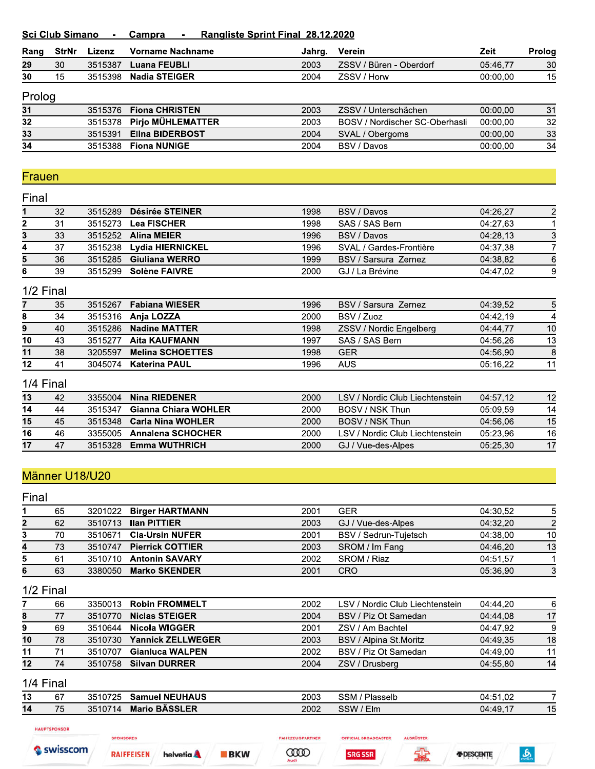## Sci Club Simano - Campra - Rangliste Sprint Final 28.12.2020

| Rang | StrNr | Lizenz | Vorname Nachname | Jahrg. | Verein | Zeit | Prolog |
|---|---|---|---|---|---|---|---|
| **29** | 30 | 3515387 | **Luana FEUBLI** | 2003 | ZSSV / Büren - Oberdorf | 05:46,77 | 30 |
| **30** | 15 | 3515398 | **Nadia STEIGER** | 2004 | ZSSV / Horw | 00:00,00 | 15 |

### Prolog

| Rang | StrNr | Lizenz | Vorname Nachname | Jahrg. | Verein | Zeit | Prolog |
|---|---|---|---|---|---|---|---|
| **31** | | 3515376 | **Fiona CHRISTEN** | 2003 | ZSSV / Unterschächen | 00:00,00 | 31 |
| **32** | | 3515378 | **Pirjo MÜHLEMATTER** | 2003 | BOSV / Nordischer SC-Oberhasli | 00:00,00 | 32 |
| **33** | | 3515391 | **Elina BIDERBOST** | 2004 | SVAL / Obergoms | 00:00,00 | 33 |
| **34** | | 3515388 | **Fiona NUNIGE** | 2004 | BSV / Davos | 00:00,00 | 34 |

## Frauen

### Final

| Rang | StrNr | Lizenz | Vorname Nachname | Jahrg. | Verein | Zeit | Prolog |
|---|---|---|---|---|---|---|---|
| **1** | 32 | 3515289 | **Désirée STEINER** | 1998 | BSV / Davos | 04:26,27 | 2 |
| **2** | 31 | 3515273 | **Lea FISCHER** | 1998 | SAS / SAS Bern | 04:27,63 | 1 |
| **3** | 33 | 3515252 | **Alina MEIER** | 1996 | BSV / Davos | 04:28,13 | 3 |
| **4** | 37 | 3515238 | **Lydia HIERNICKEL** | 1996 | SVAL / Gardes-Frontière | 04:37,38 | 7 |
| **5** | 36 | 3515285 | **Giuliana WERRO** | 1999 | BSV / Sarsura Zernez | 04:38,82 | 6 |
| **6** | 39 | 3515299 | **Solène FAIVRE** | 2000 | GJ / La Brévine | 04:47,02 | 9 |

### 1/2 Final

| Rang | StrNr | Lizenz | Vorname Nachname | Jahrg. | Verein | Zeit | Prolog |
|---|---|---|---|---|---|---|---|
| **7** | 35 | 3515267 | **Fabiana WIESER** | 1996 | BSV / Sarsura Zernez | 04:39,52 | 5 |
| **8** | 34 | 3515316 | **Anja LOZZA** | 2000 | BSV / Zuoz | 04:42,19 | 4 |
| **9** | 40 | 3515286 | **Nadine MATTER** | 1998 | ZSSV / Nordic Engelberg | 04:44,77 | 10 |
| **10** | 43 | 3515277 | **Aita KAUFMANN** | 1997 | SAS / SAS Bern | 04:56,26 | 13 |
| **11** | 38 | 3205597 | **Melina SCHOETTES** | 1998 | GER | 04:56,90 | 8 |
| **12** | 41 | 3045074 | **Katerina PAUL** | 1996 | AUS | 05:16,22 | 11 |

### 1/4 Final

| Rang | StrNr | Lizenz | Vorname Nachname | Jahrg. | Verein | Zeit | Prolog |
|---|---|---|---|---|---|---|---|
| **13** | 42 | 3355004 | **Nina RIEDENER** | 2000 | LSV / Nordic Club Liechtenstein | 04:57,12 | 12 |
| **14** | 44 | 3515347 | **Gianna Chiara WOHLER** | 2000 | BOSV / NSK Thun | 05:09,59 | 14 |
| **15** | 45 | 3515348 | **Carla Nina WOHLER** | 2000 | BOSV / NSK Thun | 04:56,06 | 15 |
| **16** | 46 | 3355005 | **Annalena SCHOCHER** | 2000 | LSV / Nordic Club Liechtenstein | 05:23,96 | 16 |
| **17** | 47 | 3515328 | **Emma WUTHRICH** | 2000 | GJ / Vue-des-Alpes | 05:25,30 | 17 |

## Männer U18/U20

### Final

| Rang | StrNr | Lizenz | Vorname Nachname | Jahrg. | Verein | Zeit | Prolog |
|---|---|---|---|---|---|---|---|
| **1** | 65 | 3201022 | **Birger HARTMANN** | 2001 | GER | 04:30,52 | 5 |
| **2** | 62 | 3510713 | **Ilan PITTIER** | 2003 | GJ / Vue-des-Alpes | 04:32,20 | 2 |
| **3** | 70 | 3510671 | **Cla-Ursin NUFER** | 2001 | BSV / Sedrun-Tujetsch | 04:38,00 | 10 |
| **4** | 73 | 3510747 | **Pierrick COTTIER** | 2003 | SROM / Im Fang | 04:46,20 | 13 |
| **5** | 61 | 3510710 | **Antonin SAVARY** | 2002 | SROM / Riaz | 04:51,57 | 1 |
| **6** | 63 | 3380050 | **Marko SKENDER** | 2001 | CRO | 05:36,90 | 3 |

### 1/2 Final

| Rang | StrNr | Lizenz | Vorname Nachname | Jahrg. | Verein | Zeit | Prolog |
|---|---|---|---|---|---|---|---|
| **7** | 66 | 3350013 | **Robin FROMMELT** | 2002 | LSV / Nordic Club Liechtenstein | 04:44,20 | 6 |
| **8** | 77 | 3510770 | **Niclas STEIGER** | 2004 | BSV / Piz Ot Samedan | 04:44,08 | 17 |
| **9** | 69 | 3510644 | **Nicola WIGGER** | 2001 | ZSV / Am Bachtel | 04:47,92 | 9 |
| **10** | 78 | 3510730 | **Yannick ZELLWEGER** | 2003 | BSV / Alpina St.Moritz | 04:49,35 | 18 |
| **11** | 71 | 3510707 | **Gianluca WALPEN** | 2002 | BSV / Piz Ot Samedan | 04:49,00 | 11 |
| **12** | 74 | 3510758 | **Silvan DURRER** | 2004 | ZSV / Drusberg | 04:55,80 | 14 |

### 1/4 Final

| Rang | StrNr | Lizenz | Vorname Nachname | Jahrg. | Verein | Zeit | Prolog |
|---|---|---|---|---|---|---|---|
| **13** | 67 | 3510725 | **Samuel NEUHAUS** | 2003 | SSM / Plasselb | 04:51,02 | 7 |
| **14** | 75 | 3510714 | **Mario BÄSSLER** | 2002 | SSW / Elm | 04:49,17 | 15 |

HAUPTSPONSOR swisscom SPONSOREN RAIFFEISEN helvetia BKW FAHRZEUGPARTNER Audi OFFICIAL BROADCASTER SRG SSR AUSRÜSTER DESCENTE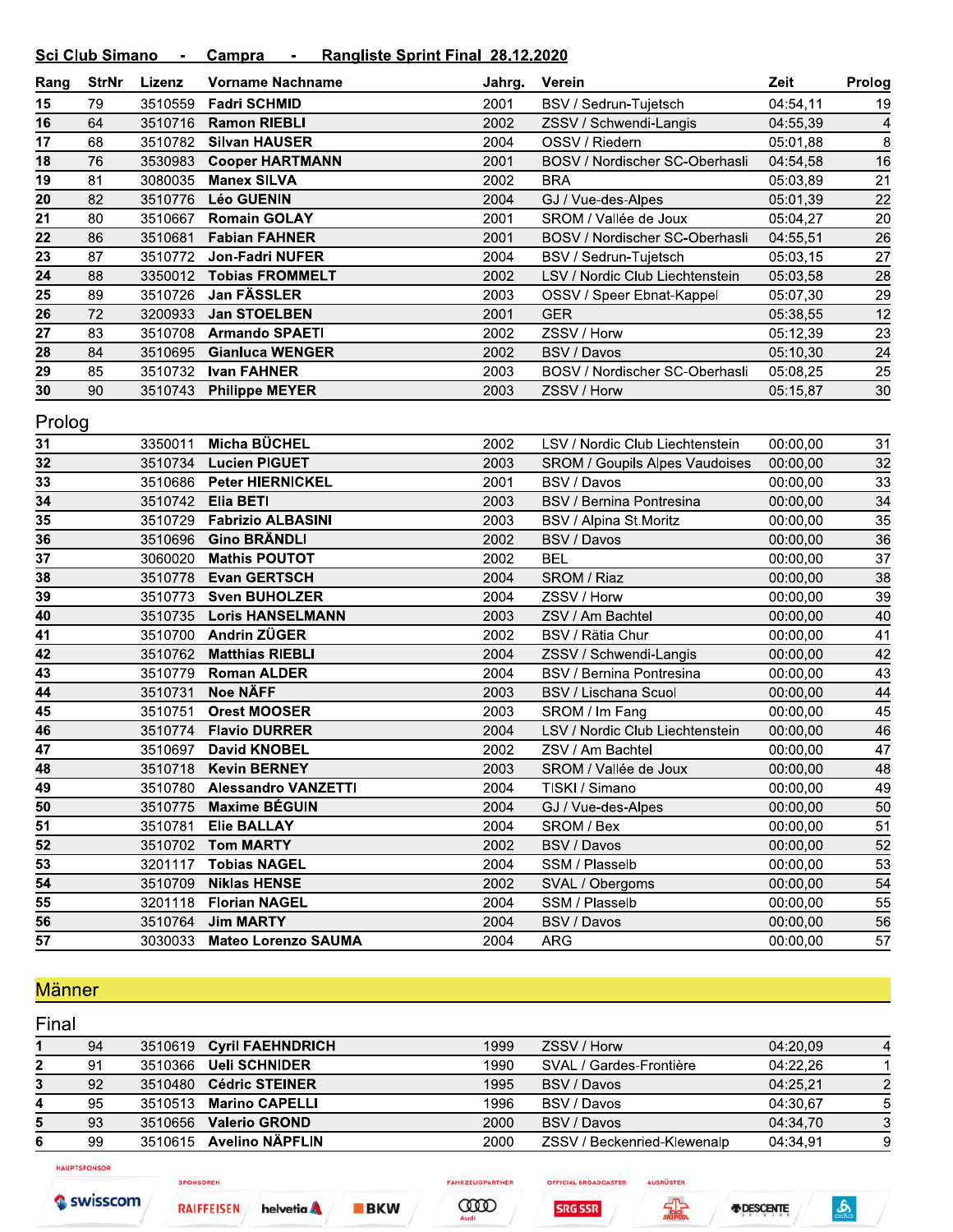## Sci Club Simano - Campra - Rangliste Sprint Final 28.12.2020

| Rang | StrNr | Lizenz | Vorname Nachname | Jahrg. | Verein | Zeit | Prolog |
|---|---|---|---|---|---|---|---|
| 15 | 79 | 3510559 | **Fadri SCHMID** | 2001 | BSV / Sedrun-Tujetsch | 04:54,11 | 19 |
| 16 | 64 | 3510716 | **Ramon RIEBLI** | 2002 | ZSSV / Schwendi-Langis | 04:55,39 | 4 |
| 17 | 68 | 3510782 | **Silvan HAUSER** | 2004 | OSSV / Riedern | 05:01,88 | 8 |
| 18 | 76 | 3530983 | **Cooper HARTMANN** | 2001 | BOSV / Nordischer SC-Oberhasli | 04:54,58 | 16 |
| 19 | 81 | 3080035 | **Manex SILVA** | 2002 | BRA | 05:03,89 | 21 |
| 20 | 82 | 3510776 | **Léo GUENIN** | 2004 | GJ / Vue-des-Alpes | 05:01,39 | 22 |
| 21 | 80 | 3510667 | **Romain GOLAY** | 2001 | SROM / Vallée de Joux | 05:04,27 | 20 |
| 22 | 86 | 3510681 | **Fabian FAHNER** | 2001 | BOSV / Nordischer SC-Oberhasli | 04:55,51 | 26 |
| 23 | 87 | 3510772 | **Jon-Fadri NUFER** | 2004 | BSV / Sedrun-Tujetsch | 05:03,15 | 27 |
| 24 | 88 | 3350012 | **Tobias FROMMELT** | 2002 | LSV / Nordic Club Liechtenstein | 05:03,58 | 28 |
| 25 | 89 | 3510726 | **Jan FÄSSLER** | 2003 | OSSV / Speer Ebnat-Kappel | 05:07,30 | 29 |
| 26 | 72 | 3200933 | **Jan STOELBEN** | 2001 | GER | 05:38,55 | 12 |
| 27 | 83 | 3510708 | **Armando SPAETI** | 2002 | ZSSV / Horw | 05:12,39 | 23 |
| 28 | 84 | 3510695 | **Gianluca WENGER** | 2002 | BSV / Davos | 05:10,30 | 24 |
| 29 | 85 | 3510732 | **Ivan FAHNER** | 2003 | BOSV / Nordischer SC-Oberhasli | 05:08,25 | 25 |
| 30 | 90 | 3510743 | **Philippe MEYER** | 2003 | ZSSV / Horw | 05:15,87 | 30 |

### Prolog

| Rang | StrNr | Lizenz | Vorname Nachname | Jahrg. | Verein | Zeit | Prolog |
|---|---|---|---|---|---|---|---|
| 31 | | 3350011 | **Micha BÜCHEL** | 2002 | LSV / Nordic Club Liechtenstein | 00:00,00 | 31 |
| 32 | | 3510734 | **Lucien PIGUET** | 2003 | SROM / Goupils Alpes Vaudoises | 00:00,00 | 32 |
| 33 | | 3510686 | **Peter HIERNICKEL** | 2001 | BSV / Davos | 00:00,00 | 33 |
| 34 | | 3510742 | **Elia BETI** | 2003 | BSV / Bernina Pontresina | 00:00,00 | 34 |
| 35 | | 3510729 | **Fabrizio ALBASINI** | 2003 | BSV / Alpina St.Moritz | 00:00,00 | 35 |
| 36 | | 3510696 | **Gino BRÄNDLI** | 2002 | BSV / Davos | 00:00,00 | 36 |
| 37 | | 3060020 | **Mathis POUTOT** | 2002 | BEL | 00:00,00 | 37 |
| 38 | | 3510778 | **Evan GERTSCH** | 2004 | SROM / Riaz | 00:00,00 | 38 |
| 39 | | 3510773 | **Sven BUHOLZER** | 2004 | ZSSV / Horw | 00:00,00 | 39 |
| 40 | | 3510735 | **Loris HANSELMANN** | 2003 | ZSV / Am Bachtel | 00:00,00 | 40 |
| 41 | | 3510700 | **Andrin ZÜGER** | 2002 | BSV / Rätia Chur | 00:00,00 | 41 |
| 42 | | 3510762 | **Matthias RIEBLI** | 2004 | ZSSV / Schwendi-Langis | 00:00,00 | 42 |
| 43 | | 3510779 | **Roman ALDER** | 2004 | BSV / Bernina Pontresina | 00:00,00 | 43 |
| 44 | | 3510731 | **Noe NÄFF** | 2003 | BSV / Lischana Scuol | 00:00,00 | 44 |
| 45 | | 3510751 | **Orest MOOSER** | 2003 | SROM / Im Fang | 00:00,00 | 45 |
| 46 | | 3510774 | **Flavio DURRER** | 2004 | LSV / Nordic Club Liechtenstein | 00:00,00 | 46 |
| 47 | | 3510697 | **David KNOBEL** | 2002 | ZSV / Am Bachtel | 00:00,00 | 47 |
| 48 | | 3510718 | **Kevin BERNEY** | 2003 | SROM / Vallée de Joux | 00:00,00 | 48 |
| 49 | | 3510780 | **Alessandro VANZETTI** | 2004 | TISKI / Simano | 00:00,00 | 49 |
| 50 | | 3510775 | **Maxime BÉGUIN** | 2004 | GJ / Vue-des-Alpes | 00:00,00 | 50 |
| 51 | | 3510781 | **Elie BALLAY** | 2004 | SROM / Bex | 00:00,00 | 51 |
| 52 | | 3510702 | **Tom MARTY** | 2002 | BSV / Davos | 00:00,00 | 52 |
| 53 | | 3201117 | **Tobias NAGEL** | 2004 | SSM / Plasselb | 00:00,00 | 53 |
| 54 | | 3510709 | **Niklas HENSE** | 2002 | SVAL / Obergoms | 00:00,00 | 54 |
| 55 | | 3201118 | **Florian NAGEL** | 2004 | SSM / Plasselb | 00:00,00 | 55 |
| 56 | | 3510764 | **Jim MARTY** | 2004 | BSV / Davos | 00:00,00 | 56 |
| 57 | | 3030033 | **Mateo Lorenzo SAUMA** | 2004 | ARG | 00:00,00 | 57 |

## Männer

### Final

| Rang | StrNr | Lizenz | Vorname Nachname | Jahrg. | Verein | Zeit | Prolog |
|---|---|---|---|---|---|---|---|
| 1 | 94 | 3510619 | **Cyril FAEHNDRICH** | 1999 | ZSSV / Horw | 04:20,09 | 4 |
| 2 | 91 | 3510366 | **Ueli SCHNIDER** | 1990 | SVAL / Gardes-Frontière | 04:22,26 | 1 |
| 3 | 92 | 3510480 | **Cédric STEINER** | 1995 | BSV / Davos | 04:25,21 | 2 |
| 4 | 95 | 3510513 | **Marino CAPELLI** | 1996 | BSV / Davos | 04:30,67 | 5 |
| 5 | 93 | 3510656 | **Valerio GROND** | 2000 | BSV / Davos | 04:34,70 | 3 |
| 6 | 99 | 3510615 | **Avelino NÄPFLIN** | 2000 | ZSSV / Beckenried-Klewenalp | 04:34,91 | 9 |

HAUPTSPONSOR swisscom — SPONSOREN RAIFFEISEN helvetia BKW — FAHRZEUGPARTNER Audi — OFFICIAL BROADCASTER SRG SSR — AUSRÜSTER SKIPOOL DESCENTE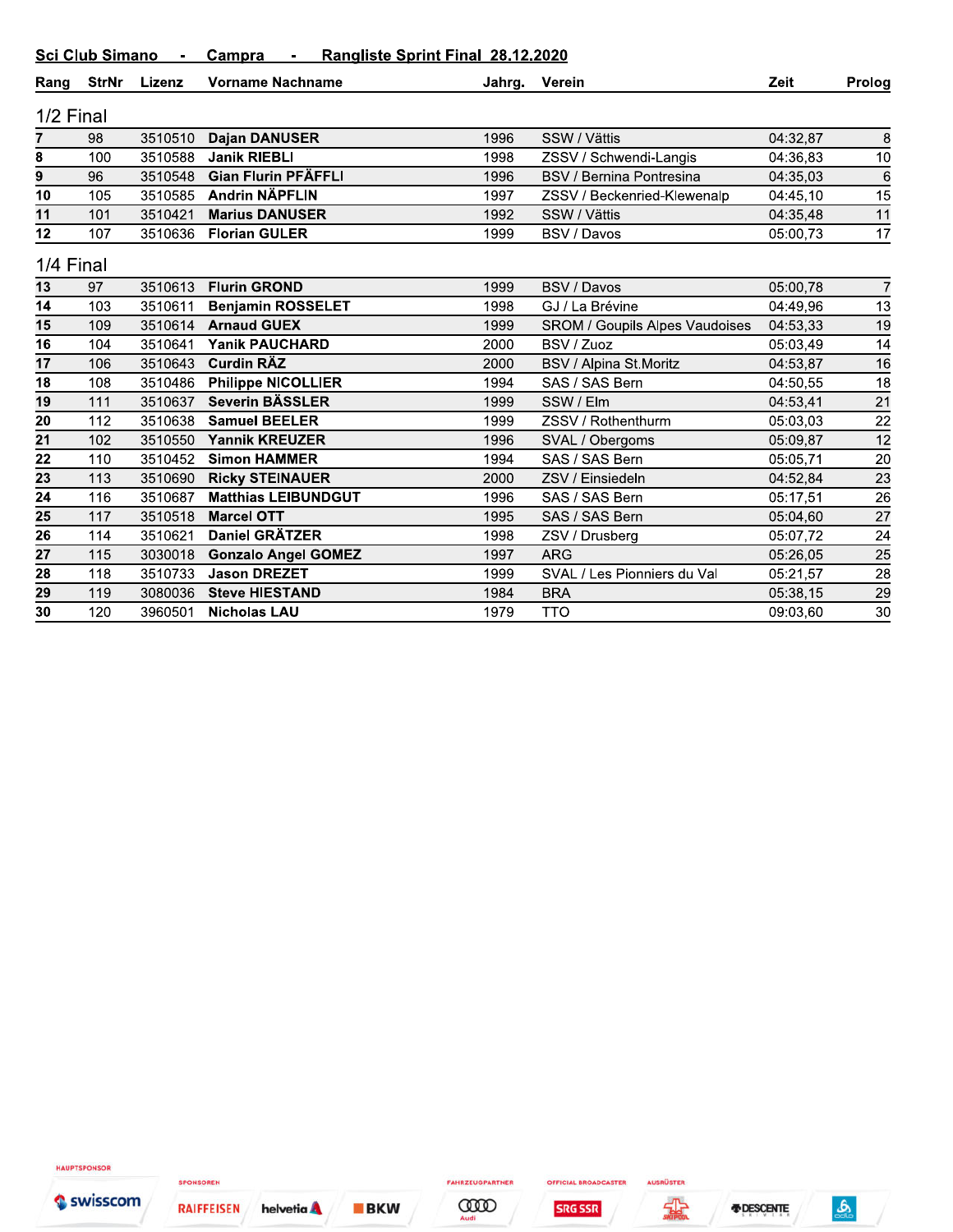**Sci Club Simano - Campra - Rangliste Sprint Final 28.12.2020**

| Rang | StrNr | Lizenz | Vorname Nachname | Jahrg. | Verein | Zeit | Prolog |
|---|---|---|---|---|---|---|---|
| **1/2 Final** | | | | | | | |
| **7** | 98 | 3510510 | **Dajan DANUSER** | 1996 | SSW / Vättis | 04:32,87 | 8 |
| **8** | 100 | 3510588 | **Janik RIEBLI** | 1998 | ZSSV / Schwendi-Langis | 04:36,83 | 10 |
| **9** | 96 | 3510548 | **Gian Flurin PFÄFFLI** | 1996 | BSV / Bernina Pontresina | 04:35,03 | 6 |
| **10** | 105 | 3510585 | **Andrin NÄPFLIN** | 1997 | ZSSV / Beckenried-Klewenalp | 04:45,10 | 15 |
| **11** | 101 | 3510421 | **Marius DANUSER** | 1992 | SSW / Vättis | 04:35,48 | 11 |
| **12** | 107 | 3510636 | **Florian GULER** | 1999 | BSV / Davos | 05:00,73 | 17 |
| **1/4 Final** | | | | | | | |
| **13** | 97 | 3510613 | **Flurin GROND** | 1999 | BSV / Davos | 05:00,78 | 7 |
| **14** | 103 | 3510611 | **Benjamin ROSSELET** | 1998 | GJ / La Brévine | 04:49,96 | 13 |
| **15** | 109 | 3510614 | **Arnaud GUEX** | 1999 | SROM / Goupils Alpes Vaudoises | 04:53,33 | 19 |
| **16** | 104 | 3510641 | **Yanik PAUCHARD** | 2000 | BSV / Zuoz | 05:03,49 | 14 |
| **17** | 106 | 3510643 | **Curdin RÄZ** | 2000 | BSV / Alpina St.Moritz | 04:53,87 | 16 |
| **18** | 108 | 3510486 | **Philippe NICOLLIER** | 1994 | SAS / SAS Bern | 04:50,55 | 18 |
| **19** | 111 | 3510637 | **Severin BÄSSLER** | 1999 | SSW / Elm | 04:53,41 | 21 |
| **20** | 112 | 3510638 | **Samuel BEELER** | 1999 | ZSSV / Rothenthurm | 05:03,03 | 22 |
| **21** | 102 | 3510550 | **Yannik KREUZER** | 1996 | SVAL / Obergoms | 05:09,87 | 12 |
| **22** | 110 | 3510452 | **Simon HAMMER** | 1994 | SAS / SAS Bern | 05:05,71 | 20 |
| **23** | 113 | 3510690 | **Ricky STEINAUER** | 2000 | ZSV / Einsiedeln | 04:52,84 | 23 |
| **24** | 116 | 3510687 | **Matthias LEIBUNDGUT** | 1996 | SAS / SAS Bern | 05:17,51 | 26 |
| **25** | 117 | 3510518 | **Marcel OTT** | 1995 | SAS / SAS Bern | 05:04,60 | 27 |
| **26** | 114 | 3510621 | **Daniel GRÄTZER** | 1998 | ZSV / Drusberg | 05:07,72 | 24 |
| **27** | 115 | 3030018 | **Gonzalo Angel GOMEZ** | 1997 | ARG | 05:26,05 | 25 |
| **28** | 118 | 3510733 | **Jason DREZET** | 1999 | SVAL / Les Pionniers du Val | 05:21,57 | 28 |
| **29** | 119 | 3080036 | **Steve HIESTAND** | 1984 | BRA | 05:38,15 | 29 |
| **30** | 120 | 3960501 | **Nicholas LAU** | 1979 | TTO | 09:03,60 | 30 |

HAUPTSPONSOR swisscom · SPONSOREN RAIFFEISEN helvetia BKW · FAHRZEUGPARTNER Audi · OFFICIAL BROADCASTER SRG SSR · AUSRÜSTER DESCENTE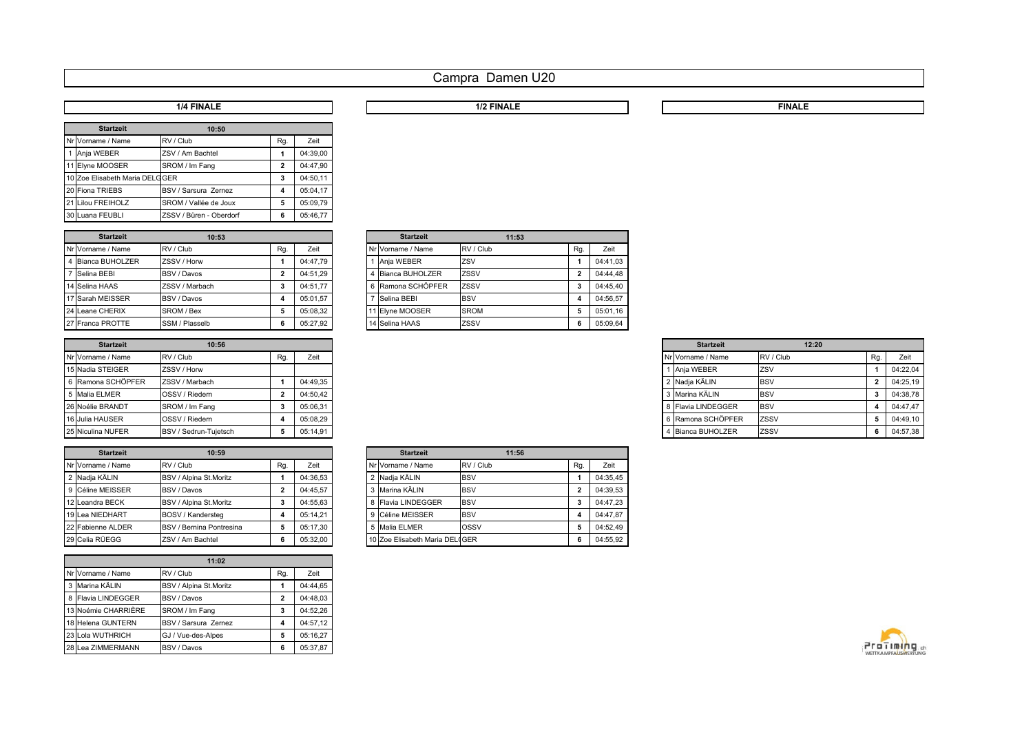# Campra Damen U20

## 1/4 FINALE

| Startzeit | 10:50 | | |
|---|---|---|---|
| Nr Vorname / Name | RV / Club | Rg. | Zeit |
| 1 Anja WEBER | ZSV / Am Bachtel | 1 | 04:39,00 |
| 11 Elyne MOOSER | SROM / Im Fang | 2 | 04:47,90 |
| 10 Zoe Elisabeth Maria DELGGER | | 3 | 04:50,11 |
| 20 Fiona TRIEBS | BSV / Sarsura Zernez | 4 | 05:04,17 |
| 21 Lilou FREIHOLZ | SROM / Vallée de Joux | 5 | 05:09,79 |
| 30 Luana FEUBLI | ZSSV / Büren - Oberdorf | 6 | 05:46,77 |

| Startzeit | 10:53 | | |
|---|---|---|---|
| Nr Vorname / Name | RV / Club | Rg. | Zeit |
| 4 Bianca BUHOLZER | ZSSV / Horw | 1 | 04:47,79 |
| 7 Selina BEBI | BSV / Davos | 2 | 04:51,29 |
| 14 Selina HAAS | ZSSV / Marbach | 3 | 04:51,77 |
| 17 Sarah MEISSER | BSV / Davos | 4 | 05:01,57 |
| 24 Leane CHERIX | SROM / Bex | 5 | 05:08,32 |
| 27 Franca PROTTE | SSM / Plasselb | 6 | 05:27,92 |

| Startzeit | 10:56 | | |
|---|---|---|---|
| Nr Vorname / Name | RV / Club | Rg. | Zeit |
| 15 Nadia STEIGER | ZSSV / Horw | | |
| 6 Ramona SCHÖPFER | ZSSV / Marbach | 1 | 04:49,35 |
| 5 Malia ELMER | OSSV / Riedern | 2 | 04:50,42 |
| 26 Noélie BRANDT | SROM / Im Fang | 3 | 05:06,31 |
| 16 Julia HAUSER | OSSV / Riedern | 4 | 05:08,29 |
| 25 Niculina NUFER | BSV / Sedrun-Tujetsch | 5 | 05:14,91 |

| Startzeit | 10:59 | | |
|---|---|---|---|
| Nr Vorname / Name | RV / Club | Rg. | Zeit |
| 2 Nadja KÄLIN | BSV / Alpina St.Moritz | 1 | 04:36,53 |
| 9 Céline MEISSER | BSV / Davos | 2 | 04:45,57 |
| 12 Leandra BECK | BSV / Alpina St.Moritz | 3 | 04:55,63 |
| 19 Lea NIEDHART | BOSV / Kandersteg | 4 | 05:14,21 |
| 22 Fabienne ALDER | BSV / Bernina Pontresina | 5 | 05:17,30 |
| 29 Celia RÜEGG | ZSV / Am Bachtel | 6 | 05:32,00 |

| | 11:02 | | |
|---|---|---|---|
| Nr Vorname / Name | RV / Club | Rg. | Zeit |
| 3 Marina KÄLIN | BSV / Alpina St.Moritz | 1 | 04:44,65 |
| 8 Flavia LINDEGGER | BSV / Davos | 2 | 04:48,03 |
| 13 Noémie CHARRIÈRE | SROM / Im Fang | 3 | 04:52,26 |
| 18 Helena GUNTERN | BSV / Sarsura Zernez | 4 | 04:57,12 |
| 23 Lola WUTHRICH | GJ / Vue-des-Alpes | 5 | 05:16,27 |
| 28 Lea ZIMMERMANN | BSV / Davos | 6 | 05:37,87 |

## 1/2 FINALE

| Startzeit | 11:53 | | |
|---|---|---|---|
| Nr Vorname / Name | RV / Club | Rg. | Zeit |
| 1 Anja WEBER | ZSV | 1 | 04:41,03 |
| 4 Bianca BUHOLZER | ZSSV | 2 | 04:44,48 |
| 6 Ramona SCHÖPFER | ZSSV | 3 | 04:45,40 |
| 7 Selina BEBI | BSV | 4 | 04:56,57 |
| 11 Elyne MOOSER | SROM | 5 | 05:01,16 |
| 14 Selina HAAS | ZSSV | 6 | 05:09,64 |

| Startzeit | 11:56 | | |
|---|---|---|---|
| Nr Vorname / Name | RV / Club | Rg. | Zeit |
| 2 Nadja KÄLIN | BSV | 1 | 04:35,45 |
| 3 Marina KÄLIN | BSV | 2 | 04:39,53 |
| 8 Flavia LINDEGGER | BSV | 3 | 04:47,23 |
| 9 Céline MEISSER | BSV | 4 | 04:47,87 |
| 5 Malia ELMER | OSSV | 5 | 04:52,49 |
| 10 Zoe Elisabeth Maria DELGGER | | 6 | 04:55,92 |

## FINALE

| Startzeit | 12:20 | | |
|---|---|---|---|
| Nr Vorname / Name | RV / Club | Rg. | Zeit |
| 1 Anja WEBER | ZSV | 1 | 04:22,04 |
| 2 Nadja KÄLIN | BSV | 2 | 04:25,19 |
| 3 Marina KÄLIN | BSV | 3 | 04:38,78 |
| 8 Flavia LINDEGGER | BSV | 4 | 04:47,47 |
| 6 Ramona SCHÖPFER | ZSSV | 5 | 04:49,10 |
| 4 Bianca BUHOLZER | ZSSV | 6 | 04:57,38 |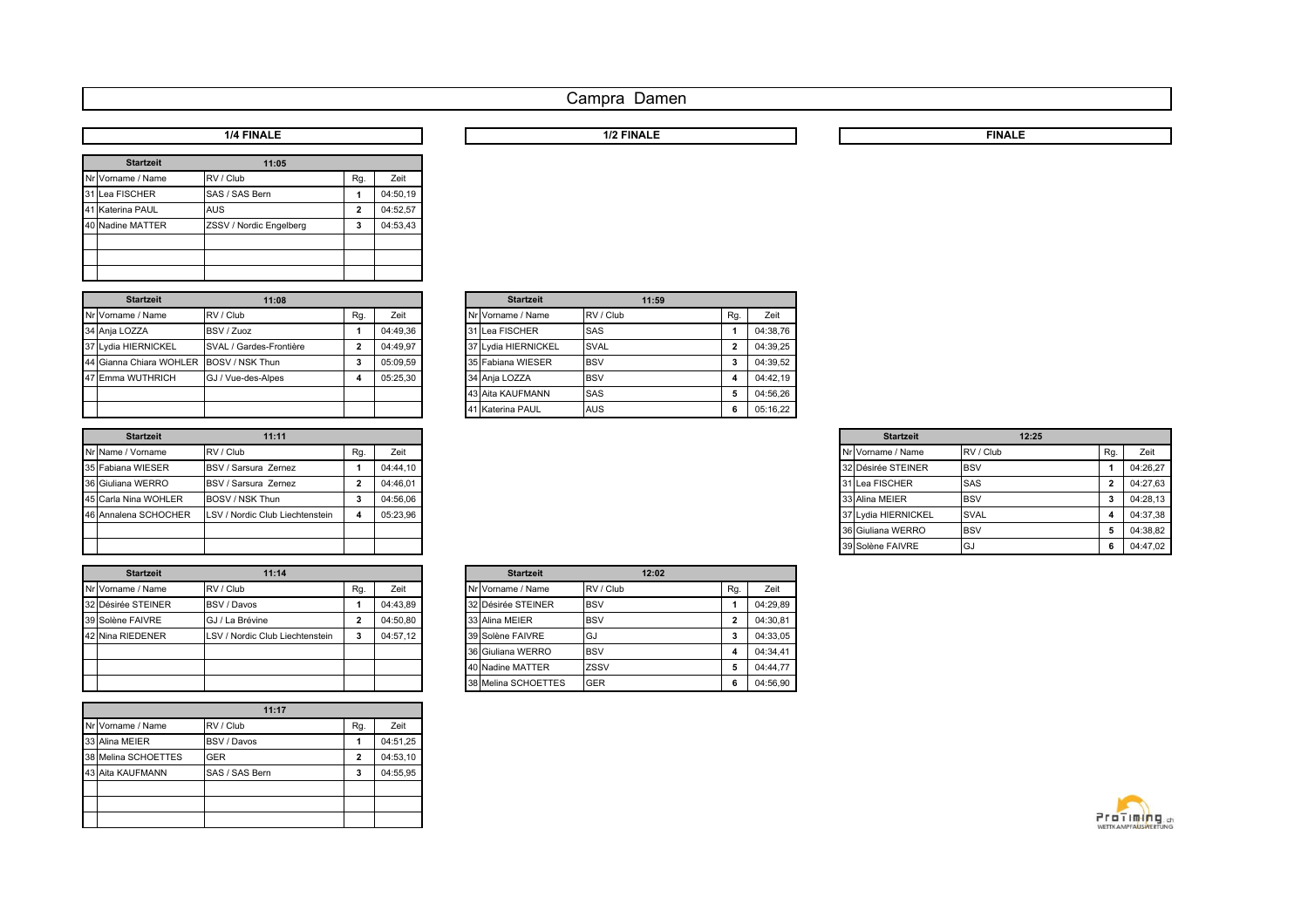# Campra Damen

## 1/4 FINALE

| Startzeit | 11:05 | | |
|---|---|---|---|
| Nr Vorname / Name | RV / Club | Rg. | Zeit |
| 31 Lea FISCHER | SAS / SAS Bern | 1 | 04:50,19 |
| 41 Katerina PAUL | AUS | 2 | 04:52,57 |
| 40 Nadine MATTER | ZSSV / Nordic Engelberg | 3 | 04:53,43 |

| Startzeit | 11:08 | | |
|---|---|---|---|
| Nr Vorname / Name | RV / Club | Rg. | Zeit |
| 34 Anja LOZZA | BSV / Zuoz | 1 | 04:49,36 |
| 37 Lydia HIERNICKEL | SVAL / Gardes-Frontière | 2 | 04:49,97 |
| 44 Gianna Chiara WOHLER | BOSV / NSK Thun | 3 | 05:09,59 |
| 47 Emma WUTHRICH | GJ / Vue-des-Alpes | 4 | 05:25,30 |

| Startzeit | 11:11 | | |
|---|---|---|---|
| Nr Name / Vorname | RV / Club | Rg. | Zeit |
| 35 Fabiana WIESER | BSV / Sarsura Zernez | 1 | 04:44,10 |
| 36 Giuliana WERRO | BSV / Sarsura Zernez | 2 | 04:46,01 |
| 45 Carla Nina WOHLER | BOSV / NSK Thun | 3 | 04:56,06 |
| 46 Annalena SCHOCHER | LSV / Nordic Club Liechtenstein | 4 | 05:23,96 |

| Startzeit | 11:14 | | |
|---|---|---|---|
| Nr Vorname / Name | RV / Club | Rg. | Zeit |
| 32 Désirée STEINER | BSV / Davos | 1 | 04:43,89 |
| 39 Solène FAIVRE | GJ / La Brévine | 2 | 04:50,80 |
| 42 Nina RIEDENER | LSV / Nordic Club Liechtenstein | 3 | 04:57,12 |

| | 11:17 | | |
|---|---|---|---|
| Nr Vorname / Name | RV / Club | Rg. | Zeit |
| 33 Alina MEIER | BSV / Davos | 1 | 04:51,25 |
| 38 Melina SCHOETTES | GER | 2 | 04:53,10 |
| 43 Aita KAUFMANN | SAS / SAS Bern | 3 | 04:55,95 |

## 1/2 FINALE

| Startzeit | 11:59 | | |
|---|---|---|---|
| Nr Vorname / Name | RV / Club | Rg. | Zeit |
| 31 Lea FISCHER | SAS | 1 | 04:38,76 |
| 37 Lydia HIERNICKEL | SVAL | 2 | 04:39,25 |
| 35 Fabiana WIESER | BSV | 3 | 04:39,52 |
| 34 Anja LOZZA | BSV | 4 | 04:42,19 |
| 43 Aita KAUFMANN | SAS | 5 | 04:56,26 |
| 41 Katerina PAUL | AUS | 6 | 05:16,22 |

| Startzeit | 12:02 | | |
|---|---|---|---|
| Nr Vorname / Name | RV / Club | Rg. | Zeit |
| 32 Désirée STEINER | BSV | 1 | 04:29,89 |
| 33 Alina MEIER | BSV | 2 | 04:30,81 |
| 39 Solène FAIVRE | GJ | 3 | 04:33,05 |
| 36 Giuliana WERRO | BSV | 4 | 04:34,41 |
| 40 Nadine MATTER | ZSSV | 5 | 04:44,77 |
| 38 Melina SCHOETTES | GER | 6 | 04:56,90 |

## FINALE

| Startzeit | 12:25 | | |
|---|---|---|---|
| Nr Vorname / Name | RV / Club | Rg. | Zeit |
| 32 Désirée STEINER | BSV | 1 | 04:26,27 |
| 31 Lea FISCHER | SAS | 2 | 04:27,63 |
| 33 Alina MEIER | BSV | 3 | 04:28,13 |
| 37 Lydia HIERNICKEL | SVAL | 4 | 04:37,38 |
| 36 Giuliana WERRO | BSV | 5 | 04:38,82 |
| 39 Solène FAIVRE | GJ | 6 | 04:47,02 |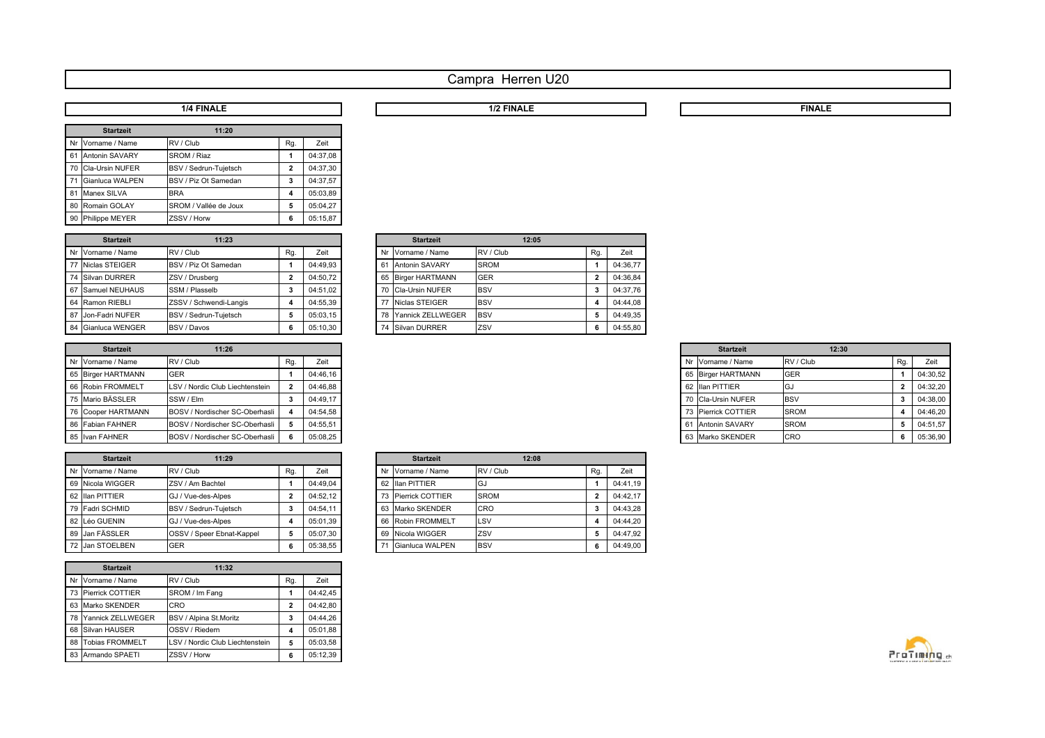# Campra Herren U20

## 1/4 FINALE

| Startzeit | 11:20 | | |
|---|---|---|---|
| Nr Vorname / Name | RV / Club | Rg. | Zeit |
| 61 Antonin SAVARY | SROM / Riaz | 1 | 04:37,08 |
| 70 Cla-Ursin NUFER | BSV / Sedrun-Tujetsch | 2 | 04:37,30 |
| 71 Gianluca WALPEN | BSV / Piz Ot Samedan | 3 | 04:37,57 |
| 81 Manex SILVA | BRA | 4 | 05:03,89 |
| 80 Romain GOLAY | SROM / Vallée de Joux | 5 | 05:04,27 |
| 90 Philippe MEYER | ZSSV / Horw | 6 | 05:15,87 |

| Startzeit | 11:23 | | |
|---|---|---|---|
| Nr Vorname / Name | RV / Club | Rg. | Zeit |
| 77 Niclas STEIGER | BSV / Piz Ot Samedan | 1 | 04:49,93 |
| 74 Silvan DURRER | ZSV / Drusberg | 2 | 04:50,72 |
| 67 Samuel NEUHAUS | SSM / Plasselb | 3 | 04:51,02 |
| 64 Ramon RIEBLI | ZSSV / Schwendi-Langis | 4 | 04:55,39 |
| 87 Jon-Fadri NUFER | BSV / Sedrun-Tujetsch | 5 | 05:03,15 |
| 84 Gianluca WENGER | BSV / Davos | 6 | 05:10,30 |

| Startzeit | 11:26 | | |
|---|---|---|---|
| Nr Vorname / Name | RV / Club | Rg. | Zeit |
| 65 Birger HARTMANN | GER | 1 | 04:46,16 |
| 66 Robin FROMMELT | LSV / Nordic Club Liechtenstein | 2 | 04:46,88 |
| 75 Mario BÄSSLER | SSW / Elm | 3 | 04:49,17 |
| 76 Cooper HARTMANN | BOSV / Nordischer SC-Oberhasli | 4 | 04:54,58 |
| 86 Fabian FAHNER | BOSV / Nordischer SC-Oberhasli | 5 | 04:55,51 |
| 85 Ivan FAHNER | BOSV / Nordischer SC-Oberhasli | 6 | 05:08,25 |

| Startzeit | 11:29 | | |
|---|---|---|---|
| Nr Vorname / Name | RV / Club | Rg. | Zeit |
| 69 Nicola WIGGER | ZSV / Am Bachtel | 1 | 04:49,04 |
| 62 Ilan PITTIER | GJ / Vue-des-Alpes | 2 | 04:52,12 |
| 79 Fadri SCHMID | BSV / Sedrun-Tujetsch | 3 | 04:54,11 |
| 82 Léo GUENIN | GJ / Vue-des-Alpes | 4 | 05:01,39 |
| 89 Jan FÄSSLER | OSSV / Speer Ebnat-Kappel | 5 | 05:07,30 |
| 72 Jan STOELBEN | GER | 6 | 05:38,55 |

| Startzeit | 11:32 | | |
|---|---|---|---|
| Nr Vorname / Name | RV / Club | Rg. | Zeit |
| 73 Pierrick COTTIER | SROM / Im Fang | 1 | 04:42,45 |
| 63 Marko SKENDER | CRO | 2 | 04:42,80 |
| 78 Yannick ZELLWEGER | BSV / Alpina St.Moritz | 3 | 04:44,26 |
| 68 Silvan HAUSER | OSSV / Riedern | 4 | 05:01,88 |
| 88 Tobias FROMMELT | LSV / Nordic Club Liechtenstein | 5 | 05:03,58 |
| 83 Armando SPAETI | ZSSV / Horw | 6 | 05:12,39 |

## 1/2 FINALE

| Startzeit | 12:05 | | |
|---|---|---|---|
| Nr Vorname / Name | RV / Club | Rg. | Zeit |
| 61 Antonin SAVARY | SROM | 1 | 04:36,77 |
| 65 Birger HARTMANN | GER | 2 | 04:36,84 |
| 70 Cla-Ursin NUFER | BSV | 3 | 04:37,76 |
| 77 Niclas STEIGER | BSV | 4 | 04:44,08 |
| 78 Yannick ZELLWEGER | BSV | 5 | 04:49,35 |
| 74 Silvan DURRER | ZSV | 6 | 04:55,80 |

| Startzeit | 12:08 | | |
|---|---|---|---|
| Nr Vorname / Name | RV / Club | Rg. | Zeit |
| 62 Ilan PITTIER | GJ | 1 | 04:41,19 |
| 73 Pierrick COTTIER | SROM | 2 | 04:42,17 |
| 63 Marko SKENDER | CRO | 3 | 04:43,28 |
| 66 Robin FROMMELT | LSV | 4 | 04:44,20 |
| 69 Nicola WIGGER | ZSV | 5 | 04:47,92 |
| 71 Gianluca WALPEN | BSV | 6 | 04:49,00 |

## FINALE

| Startzeit | 12:30 | | |
|---|---|---|---|
| Nr Vorname / Name | RV / Club | Rg. | Zeit |
| 65 Birger HARTMANN | GER | 1 | 04:30,52 |
| 62 Ilan PITTIER | GJ | 2 | 04:32,20 |
| 70 Cla-Ursin NUFER | BSV | 3 | 04:38,00 |
| 73 Pierrick COTTIER | SROM | 4 | 04:46,20 |
| 61 Antonin SAVARY | SROM | 5 | 04:51,57 |
| 63 Marko SKENDER | CRO | 6 | 05:36,90 |

ProTiming.ch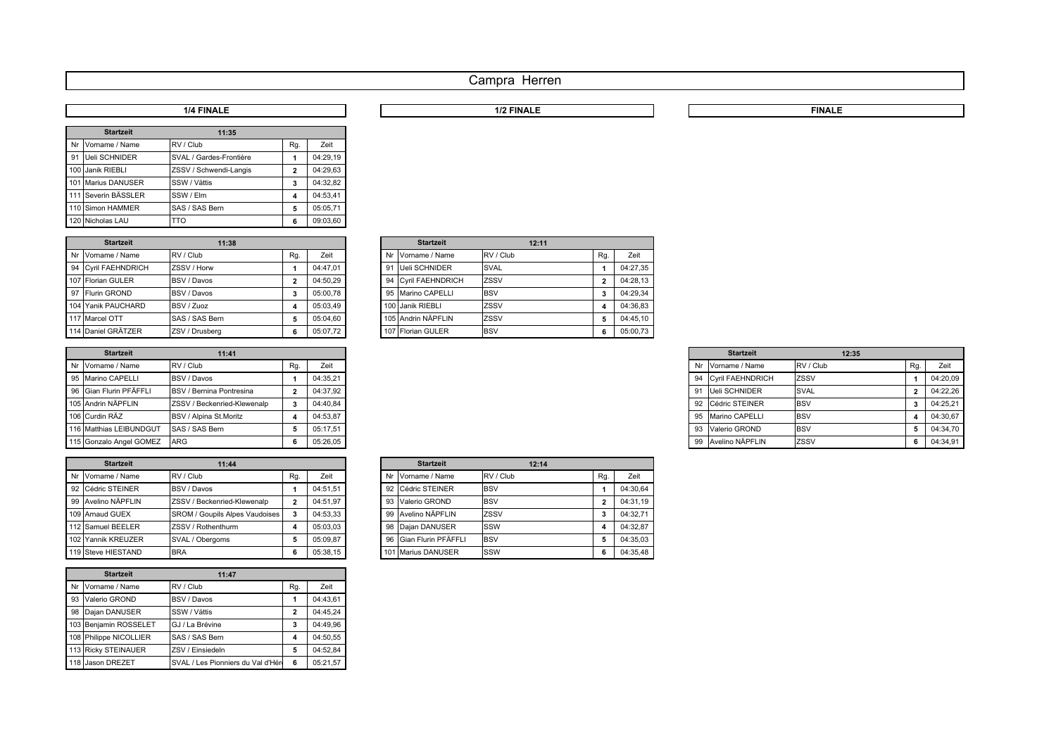# Campra Herren

## 1/4 FINALE

| Startzeit | 11:35 | | |
|---|---|---|---|
| Nr Vorname / Name | RV / Club | Rg. | Zeit |
| 91 Ueli SCHNIDER | SVAL / Gardes-Frontière | 1 | 04:29,19 |
| 100 Janik RIEBLI | ZSSV / Schwendi-Langis | 2 | 04:29,63 |
| 101 Marius DANUSER | SSW / Vättis | 3 | 04:32,82 |
| 111 Severin BÄSSLER | SSW / Elm | 4 | 04:53,41 |
| 110 Simon HAMMER | SAS / SAS Bern | 5 | 05:05,71 |
| 120 Nicholas LAU | TTO | 6 | 09:03,60 |

| Startzeit | 11:38 | | |
|---|---|---|---|
| Nr Vorname / Name | RV / Club | Rg. | Zeit |
| 94 Cyril FAEHNDRICH | ZSSV / Horw | 1 | 04:47,01 |
| 107 Florian GULER | BSV / Davos | 2 | 04:50,29 |
| 97 Flurin GROND | BSV / Davos | 3 | 05:00,78 |
| 104 Yanik PAUCHARD | BSV / Zuoz | 4 | 05:03,49 |
| 117 Marcel OTT | SAS / SAS Bern | 5 | 05:04,60 |
| 114 Daniel GRÄTZER | ZSV / Drusberg | 6 | 05:07,72 |

| Startzeit | 11:41 | | |
|---|---|---|---|
| Nr Vorname / Name | RV / Club | Rg. | Zeit |
| 95 Marino CAPELLI | BSV / Davos | 1 | 04:35,21 |
| 96 Gian Flurin PFÄFFLI | BSV / Bernina Pontresina | 2 | 04:37,92 |
| 105 Andrin NÄPFLIN | ZSSV / Beckenried-Klewenalp | 3 | 04:40,84 |
| 106 Curdin RÄZ | BSV / Alpina St.Moritz | 4 | 04:53,87 |
| 116 Matthias LEIBUNDGUT | SAS / SAS Bern | 5 | 05:17,51 |
| 115 Gonzalo Angel GOMEZ | ARG | 6 | 05:26,05 |

| Startzeit | 11:44 | | |
|---|---|---|---|
| Nr Vorname / Name | RV / Club | Rg. | Zeit |
| 92 Cédric STEINER | BSV / Davos | 1 | 04:51,51 |
| 99 Avelino NÄPFLIN | ZSSV / Beckenried-Klewenalp | 2 | 04:51,97 |
| 109 Arnaud GUEX | SROM / Goupils Alpes Vaudoises | 3 | 04:53,33 |
| 112 Samuel BEELER | ZSSV / Rothenthurm | 4 | 05:03,03 |
| 102 Yannik KREUZER | SVAL / Obergoms | 5 | 05:09,87 |
| 119 Steve HIESTAND | BRA | 6 | 05:38,15 |

| Startzeit | 11:47 | | |
|---|---|---|---|
| Nr Vorname / Name | RV / Club | Rg. | Zeit |
| 93 Valerio GROND | BSV / Davos | 1 | 04:43,61 |
| 98 Dajan DANUSER | SSW / Vättis | 2 | 04:45,24 |
| 103 Benjamin ROSSELET | GJ / La Brévine | 3 | 04:49,96 |
| 108 Philippe NICOLLIER | SAS / SAS Bern | 4 | 04:50,55 |
| 113 Ricky STEINAUER | ZSV / Einsiedeln | 5 | 04:52,84 |
| 118 Jason DREZET | SVAL / Les Pionniers du Val d'Hér | 6 | 05:21,57 |

## 1/2 FINALE

| Startzeit | 12:11 | | |
|---|---|---|---|
| Nr Vorname / Name | RV / Club | Rg. | Zeit |
| 91 Ueli SCHNIDER | SVAL | 1 | 04:27,35 |
| 94 Cyril FAEHNDRICH | ZSSV | 2 | 04:28,13 |
| 95 Marino CAPELLI | BSV | 3 | 04:29,34 |
| 100 Janik RIEBLI | ZSSV | 4 | 04:36,83 |
| 105 Andrin NÄPFLIN | ZSSV | 5 | 04:45,10 |
| 107 Florian GULER | BSV | 6 | 05:00,73 |

| Startzeit | 12:14 | | |
|---|---|---|---|
| Nr Vorname / Name | RV / Club | Rg. | Zeit |
| 92 Cédric STEINER | BSV | 1 | 04:30,64 |
| 93 Valerio GROND | BSV | 2 | 04:31,19 |
| 99 Avelino NÄPFLIN | ZSSV | 3 | 04:32,71 |
| 98 Dajan DANUSER | SSW | 4 | 04:32,87 |
| 96 Gian Flurin PFÄFFLI | BSV | 5 | 04:35,03 |
| 101 Marius DANUSER | SSW | 6 | 04:35,48 |

## FINALE

| Startzeit | 12:35 | | |
|---|---|---|---|
| Nr Vorname / Name | RV / Club | Rg. | Zeit |
| 94 Cyril FAEHNDRICH | ZSSV | 1 | 04:20,09 |
| 91 Ueli SCHNIDER | SVAL | 2 | 04:22,26 |
| 92 Cédric STEINER | BSV | 3 | 04:25,21 |
| 95 Marino CAPELLI | BSV | 4 | 04:30,67 |
| 93 Valerio GROND | BSV | 5 | 04:34,70 |
| 99 Avelino NÄPFLIN | ZSSV | 6 | 04:34,91 |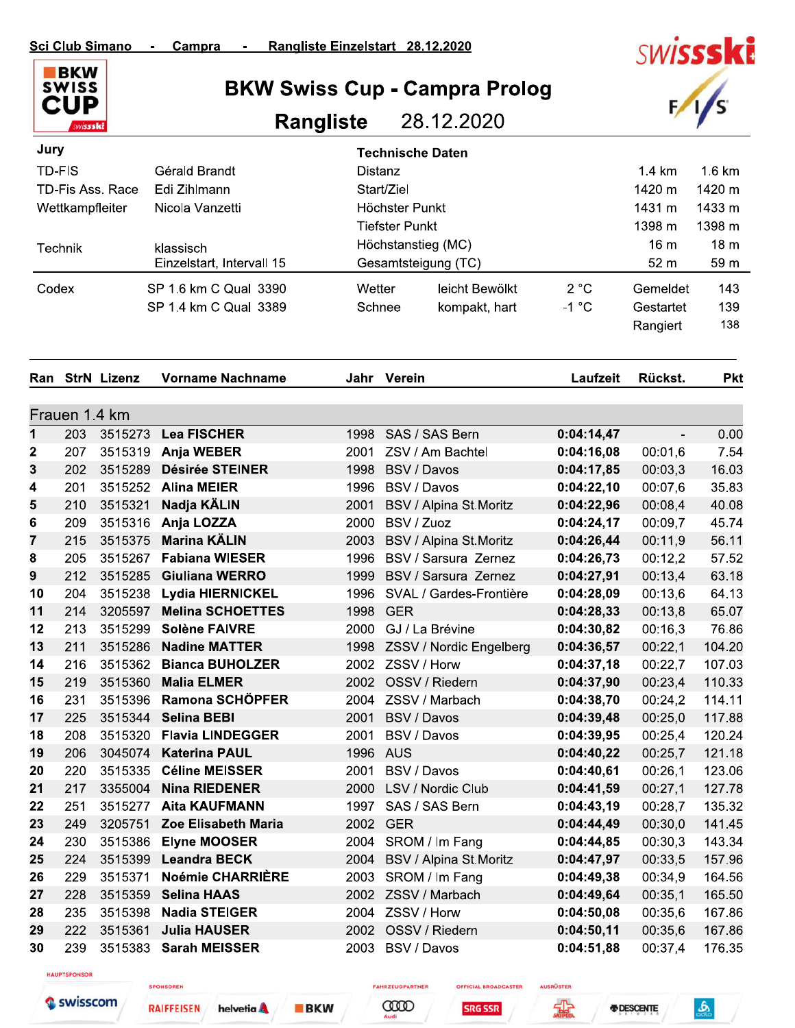Sci Club Simano - Campra - Rangliste Einzelstart 28.12.2020

# BKW Swiss Cup - Campra Prolog

## Rangliste 28.12.2020

| Jury | | Technische Daten | | | |
|---|---|---|---|---|---|
| TD-FIS | Gérald Brandt | Distanz | | 1.4 km | 1.6 km |
| TD-Fis Ass. Race | Edi Zihlmann | Start/Ziel | | 1420 m | 1420 m |
| Wettkampfleiter | Nicola Vanzetti | Höchster Punkt | | 1431 m | 1433 m |
| | | Tiefster Punkt | | 1398 m | 1398 m |
| Technik | klassisch | Höchstanstieg (MC) | | 16 m | 18 m |
| | Einzelstart, Intervall 15 | Gesamtsteigung (TC) | | 52 m | 59 m |

| | | | | | | | |
|---|---|---|---|---|---|---|---|
| Codex | SP 1.6 km C Qual 3390 | Wetter | leicht Bewölkt | 2 °C | | Gemeldet | 143 |
| | SP 1.4 km C Qual 3389 | Schnee | kompakt, hart | -1 °C | | Gestartet | 139 |
| | | | | | | Rangiert | 138 |

### Frauen 1.4 km

| Ran | StrN | Lizenz | Vorname Nachname | Jahr | Verein | Laufzeit | Rückst. | Pkt |
|---|---|---|---|---|---|---|---|---|
| 1 | 203 | 3515273 | **Lea FISCHER** | 1998 | SAS / SAS Bern | **0:04:14,47** | - | 0.00 |
| 2 | 207 | 3515319 | **Anja WEBER** | 2001 | ZSV / Am Bachtel | **0:04:16,08** | 00:01,6 | 7.54 |
| 3 | 202 | 3515289 | **Désirée STEINER** | 1998 | BSV / Davos | **0:04:17,85** | 00:03,3 | 16.03 |
| 4 | 201 | 3515252 | **Alina MEIER** | 1996 | BSV / Davos | **0:04:22,10** | 00:07,6 | 35.83 |
| 5 | 210 | 3515321 | **Nadja KÄLIN** | 2001 | BSV / Alpina St.Moritz | **0:04:22,96** | 00:08,4 | 40.08 |
| 6 | 209 | 3515316 | **Anja LOZZA** | 2000 | BSV / Zuoz | **0:04:24,17** | 00:09,7 | 45.74 |
| 7 | 215 | 3515375 | **Marina KÄLIN** | 2003 | BSV / Alpina St.Moritz | **0:04:26,44** | 00:11,9 | 56.11 |
| 8 | 205 | 3515267 | **Fabiana WIESER** | 1996 | BSV / Sarsura Zernez | **0:04:26,73** | 00:12,2 | 57.52 |
| 9 | 212 | 3515285 | **Giuliana WERRO** | 1999 | BSV / Sarsura Zernez | **0:04:27,91** | 00:13,4 | 63.18 |
| 10 | 204 | 3515238 | **Lydia HIERNICKEL** | 1996 | SVAL / Gardes-Frontière | **0:04:28,09** | 00:13,6 | 64.13 |
| 11 | 214 | 3205597 | **Melina SCHOETTES** | 1998 | GER | **0:04:28,33** | 00:13,8 | 65.07 |
| 12 | 213 | 3515299 | **Solène FAIVRE** | 2000 | GJ / La Brévine | **0:04:30,82** | 00:16,3 | 76.86 |
| 13 | 211 | 3515286 | **Nadine MATTER** | 1998 | ZSSV / Nordic Engelberg | **0:04:36,57** | 00:22,1 | 104.20 |
| 14 | 216 | 3515362 | **Bianca BUHOLZER** | 2002 | ZSSV / Horw | **0:04:37,18** | 00:22,7 | 107.03 |
| 15 | 219 | 3515360 | **Malia ELMER** | 2002 | OSSV / Riedern | **0:04:37,90** | 00:23,4 | 110.33 |
| 16 | 231 | 3515396 | **Ramona SCHÖPFER** | 2004 | ZSSV / Marbach | **0:04:38,70** | 00:24,2 | 114.11 |
| 17 | 225 | 3515344 | **Selina BEBI** | 2001 | BSV / Davos | **0:04:39,48** | 00:25,0 | 117.88 |
| 18 | 208 | 3515320 | **Flavia LINDEGGER** | 2001 | BSV / Davos | **0:04:39,95** | 00:25,4 | 120.24 |
| 19 | 206 | 3045074 | **Katerina PAUL** | 1996 | AUS | **0:04:40,22** | 00:25,7 | 121.18 |
| 20 | 220 | 3515335 | **Céline MEISSER** | 2001 | BSV / Davos | **0:04:40,61** | 00:26,1 | 123.06 |
| 21 | 217 | 3355004 | **Nina RIEDENER** | 2000 | LSV / Nordic Club | **0:04:41,59** | 00:27,1 | 127.78 |
| 22 | 251 | 3515277 | **Aita KAUFMANN** | 1997 | SAS / SAS Bern | **0:04:43,19** | 00:28,7 | 135.32 |
| 23 | 249 | 3205751 | **Zoe Elisabeth Maria** | 2002 | GER | **0:04:44,49** | 00:30,0 | 141.45 |
| 24 | 230 | 3515386 | **Elyne MOOSER** | 2004 | SROM / Im Fang | **0:04:44,85** | 00:30,3 | 143.34 |
| 25 | 224 | 3515399 | **Leandra BECK** | 2004 | BSV / Alpina St.Moritz | **0:04:47,97** | 00:33,5 | 157.96 |
| 26 | 229 | 3515371 | **Noémie CHARRIÈRE** | 2003 | SROM / Im Fang | **0:04:49,38** | 00:34,9 | 164.56 |
| 27 | 228 | 3515359 | **Selina HAAS** | 2002 | ZSSV / Marbach | **0:04:49,64** | 00:35,1 | 165.50 |
| 28 | 235 | 3515398 | **Nadia STEIGER** | 2004 | ZSSV / Horw | **0:04:50,08** | 00:35,6 | 167.86 |
| 29 | 222 | 3515361 | **Julia HAUSER** | 2002 | OSSV / Riedern | **0:04:50,11** | 00:35,6 | 167.86 |
| 30 | 239 | 3515383 | **Sarah MEISSER** | 2003 | BSV / Davos | **0:04:51,88** | 00:37,4 | 176.35 |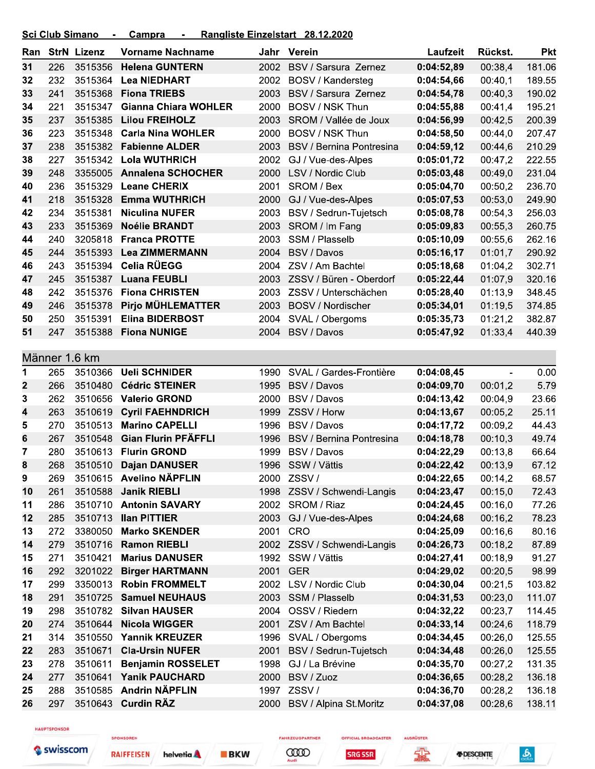**Sci Club Simano - Campra - Rangliste Einzelstart 28.12.2020**

| Ran | StrN | Lizenz | Vorname Nachname | Jahr | Verein | Laufzeit | Rückst. | Pkt |
|---|---|---|---|---|---|---|---|---|
| 31 | 226 | 3515356 | Helena GUNTERN | 2002 | BSV / Sarsura Zernez | 0:04:52,89 | 00:38,4 | 181.06 |
| 32 | 232 | 3515364 | Lea NIEDHART | 2002 | BOSV / Kandersteg | 0:04:54,66 | 00:40,1 | 189.55 |
| 33 | 241 | 3515368 | Fiona TRIEBS | 2003 | BSV / Sarsura Zernez | 0:04:54,78 | 00:40,3 | 190.02 |
| 34 | 221 | 3515347 | Gianna Chiara WOHLER | 2000 | BOSV / NSK Thun | 0:04:55,88 | 00:41,4 | 195.21 |
| 35 | 237 | 3515385 | Lilou FREIHOLZ | 2003 | SROM / Vallée de Joux | 0:04:56,99 | 00:42,5 | 200.39 |
| 36 | 223 | 3515348 | Carla Nina WOHLER | 2000 | BOSV / NSK Thun | 0:04:58,50 | 00:44,0 | 207.47 |
| 37 | 238 | 3515382 | Fabienne ALDER | 2003 | BSV / Bernina Pontresina | 0:04:59,12 | 00:44,6 | 210.29 |
| 38 | 227 | 3515342 | Lola WUTHRICH | 2002 | GJ / Vue-des-Alpes | 0:05:01,72 | 00:47,2 | 222.55 |
| 39 | 248 | 3355005 | Annalena SCHOCHER | 2000 | LSV / Nordic Club | 0:05:03,48 | 00:49,0 | 231.04 |
| 40 | 236 | 3515329 | Leane CHERIX | 2001 | SROM / Bex | 0:05:04,70 | 00:50,2 | 236.70 |
| 41 | 218 | 3515328 | Emma WUTHRICH | 2000 | GJ / Vue-des-Alpes | 0:05:07,53 | 00:53,0 | 249.90 |
| 42 | 234 | 3515381 | Niculina NUFER | 2003 | BSV / Sedrun-Tujetsch | 0:05:08,78 | 00:54,3 | 256.03 |
| 43 | 233 | 3515369 | Noélie BRANDT | 2003 | SROM / Im Fang | 0:05:09,83 | 00:55,3 | 260.75 |
| 44 | 240 | 3205818 | Franca PROTTE | 2003 | SSM / Plasselb | 0:05:10,09 | 00:55,6 | 262.16 |
| 45 | 244 | 3515393 | Lea ZIMMERMANN | 2004 | BSV / Davos | 0:05:16,17 | 01:01,7 | 290.92 |
| 46 | 243 | 3515394 | Celia RÜEGG | 2004 | ZSV / Am Bachtel | 0:05:18,68 | 01:04,2 | 302.71 |
| 47 | 245 | 3515387 | Luana FEUBLI | 2003 | ZSSV / Büren - Oberdorf | 0:05:22,44 | 01:07,9 | 320.16 |
| 48 | 242 | 3515376 | Fiona CHRISTEN | 2003 | ZSSV / Unterschächen | 0:05:28,40 | 01:13,9 | 348.45 |
| 49 | 246 | 3515378 | Pirjo MÜHLEMATTER | 2003 | BOSV / Nordischer | 0:05:34,01 | 01:19,5 | 374.85 |
| 50 | 250 | 3515391 | Elina BIDERBOST | 2004 | SVAL / Obergoms | 0:05:35,73 | 01:21,2 | 382.87 |
| 51 | 247 | 3515388 | Fiona NUNIGE | 2004 | BSV / Davos | 0:05:47,92 | 01:33,4 | 440.39 |

## Männer 1.6 km

| Ran | StrN | Lizenz | Vorname Nachname | Jahr | Verein | Laufzeit | Rückst. | Pkt |
|---|---|---|---|---|---|---|---|---|
| 1 | 265 | 3510366 | Ueli SCHNIDER | 1990 | SVAL / Gardes-Frontière | 0:04:08,45 | - | 0.00 |
| 2 | 266 | 3510480 | Cédric STEINER | 1995 | BSV / Davos | 0:04:09,70 | 00:01,2 | 5.79 |
| 3 | 262 | 3510656 | Valerio GROND | 2000 | BSV / Davos | 0:04:13,42 | 00:04,9 | 23.66 |
| 4 | 263 | 3510619 | Cyril FAEHNDRICH | 1999 | ZSSV / Horw | 0:04:13,67 | 00:05,2 | 25.11 |
| 5 | 270 | 3510513 | Marino CAPELLI | 1996 | BSV / Davos | 0:04:17,72 | 00:09,2 | 44.43 |
| 6 | 267 | 3510548 | Gian Flurin PFÄFFLI | 1996 | BSV / Bernina Pontresina | 0:04:18,78 | 00:10,3 | 49.74 |
| 7 | 280 | 3510613 | Flurin GROND | 1999 | BSV / Davos | 0:04:22,29 | 00:13,8 | 66.64 |
| 8 | 268 | 3510510 | Dajan DANUSER | 1996 | SSW / Vättis | 0:04:22,42 | 00:13,9 | 67.12 |
| 9 | 269 | 3510615 | Avelino NÄPFLIN | 2000 | ZSSV / | 0:04:22,65 | 00:14,2 | 68.57 |
| 10 | 261 | 3510588 | Janik RIEBLI | 1998 | ZSSV / Schwendi-Langis | 0:04:23,47 | 00:15,0 | 72.43 |
| 11 | 286 | 3510710 | Antonin SAVARY | 2002 | SROM / Riaz | 0:04:24,45 | 00:16,0 | 77.26 |
| 12 | 285 | 3510713 | Ilan PITTIER | 2003 | GJ / Vue-des-Alpes | 0:04:24,68 | 00:16,2 | 78.23 |
| 13 | 272 | 3380050 | Marko SKENDER | 2001 | CRO | 0:04:25,09 | 00:16,6 | 80.16 |
| 14 | 279 | 3510716 | Ramon RIEBLI | 2002 | ZSSV / Schwendi-Langis | 0:04:26,73 | 00:18,2 | 87.89 |
| 15 | 271 | 3510421 | Marius DANUSER | 1992 | SSW / Vättis | 0:04:27,41 | 00:18,9 | 91.27 |
| 16 | 292 | 3201022 | Birger HARTMANN | 2001 | GER | 0:04:29,02 | 00:20,5 | 98.99 |
| 17 | 299 | 3350013 | Robin FROMMELT | 2002 | LSV / Nordic Club | 0:04:30,04 | 00:21,5 | 103.82 |
| 18 | 291 | 3510725 | Samuel NEUHAUS | 2003 | SSM / Plasselb | 0:04:31,53 | 00:23,0 | 111.07 |
| 19 | 298 | 3510782 | Silvan HAUSER | 2004 | OSSV / Riedern | 0:04:32,22 | 00:23,7 | 114.45 |
| 20 | 274 | 3510644 | Nicola WIGGER | 2001 | ZSV / Am Bachtel | 0:04:33,14 | 00:24,6 | 118.79 |
| 21 | 314 | 3510550 | Yannik KREUZER | 1996 | SVAL / Obergoms | 0:04:34,45 | 00:26,0 | 125.55 |
| 22 | 283 | 3510671 | Cla-Ursin NUFER | 2001 | BSV / Sedrun-Tujetsch | 0:04:34,48 | 00:26,0 | 125.55 |
| 23 | 278 | 3510611 | Benjamin ROSSELET | 1998 | GJ / La Brévine | 0:04:35,70 | 00:27,2 | 131.35 |
| 24 | 277 | 3510641 | Yanik PAUCHARD | 2000 | BSV / Zuoz | 0:04:36,65 | 00:28,2 | 136.18 |
| 25 | 288 | 3510585 | Andrin NÄPFLIN | 1997 | ZSSV / | 0:04:36,70 | 00:28,2 | 136.18 |
| 26 | 297 | 3510643 | Curdin RÄZ | 2000 | BSV / Alpina St.Moritz | 0:04:37,08 | 00:28,6 | 138.11 |

HAUPTSPONSOR swisscom · SPONSOREN RAIFFEISEN helvetia BKW · FAHRZEUGPARTNER Audi · OFFICIAL BROADCASTER SRG SSR · AUSRÜSTER SKIPOOL DESCENTE odlo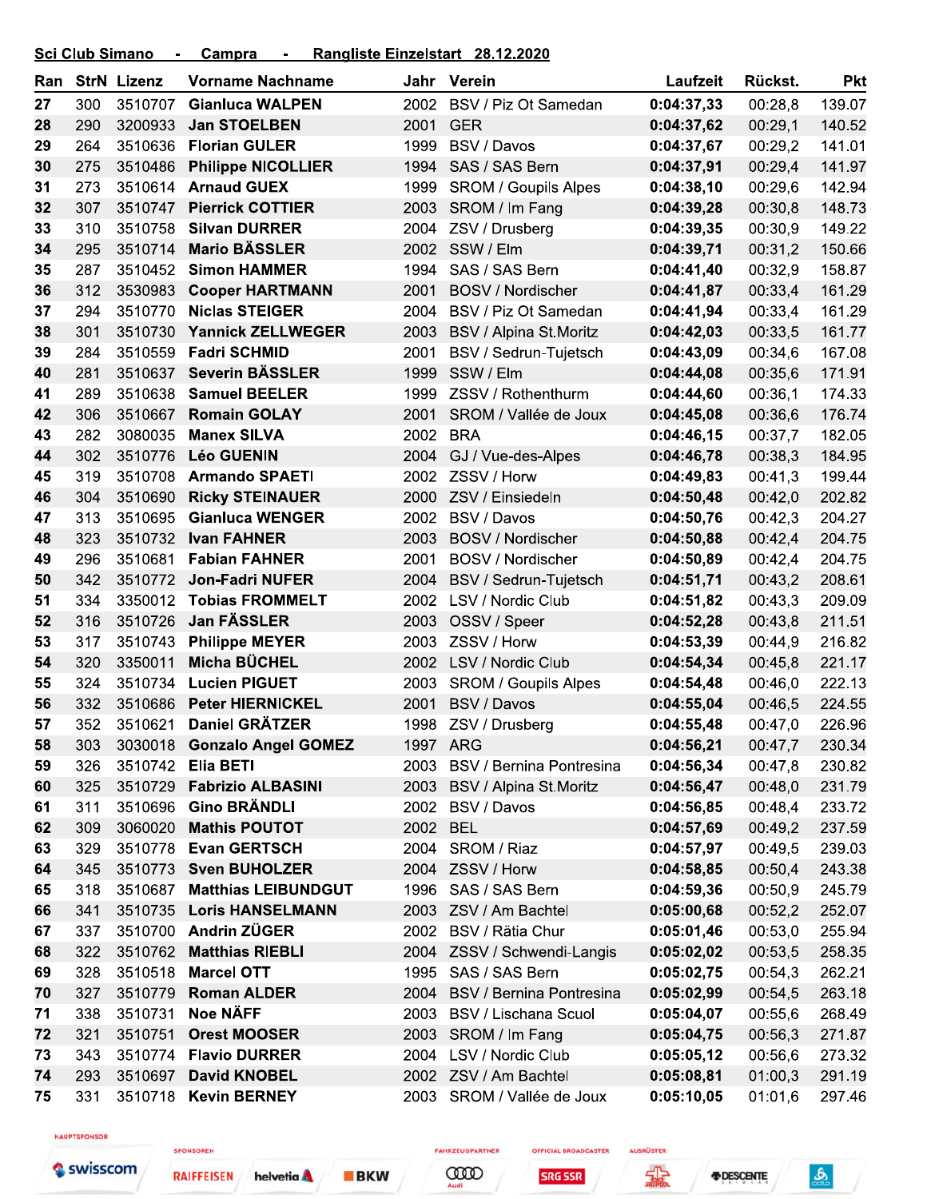**Sci Club Simano - Campra - Rangliste Einzelstart 28.12.2020**

| Ran | StrN | Lizenz | Vorname Nachname | Jahr | Verein | Laufzeit | Rückst. | Pkt |
|---|---|---|---|---|---|---|---|---|
| 27 | 300 | 3510707 | Gianluca WALPEN | 2002 | BSV / Piz Ot Samedan | 0:04:37,33 | 00:28,8 | 139.07 |
| 28 | 290 | 3200933 | Jan STOELBEN | 2001 | GER | 0:04:37,62 | 00:29,1 | 140.52 |
| 29 | 264 | 3510636 | Florian GULER | 1999 | BSV / Davos | 0:04:37,67 | 00:29,2 | 141.01 |
| 30 | 275 | 3510486 | Philippe NICOLLIER | 1994 | SAS / SAS Bern | 0:04:37,91 | 00:29,4 | 141.97 |
| 31 | 273 | 3510614 | Arnaud GUEX | 1999 | SROM / Goupils Alpes | 0:04:38,10 | 00:29,6 | 142.94 |
| 32 | 307 | 3510747 | Pierrick COTTIER | 2003 | SROM / Im Fang | 0:04:39,28 | 00:30,8 | 148.73 |
| 33 | 310 | 3510758 | Silvan DURRER | 2004 | ZSV / Drusberg | 0:04:39,35 | 00:30,9 | 149.22 |
| 34 | 295 | 3510714 | Mario BÄSSLER | 2002 | SSW / Elm | 0:04:39,71 | 00:31,2 | 150.66 |
| 35 | 287 | 3510452 | Simon HAMMER | 1994 | SAS / SAS Bern | 0:04:41,40 | 00:32,9 | 158.87 |
| 36 | 312 | 3530983 | Cooper HARTMANN | 2001 | BOSV / Nordischer | 0:04:41,87 | 00:33,4 | 161.29 |
| 37 | 294 | 3510770 | Niclas STEIGER | 2004 | BSV / Piz Ot Samedan | 0:04:41,94 | 00:33,4 | 161.29 |
| 38 | 301 | 3510730 | Yannick ZELLWEGER | 2003 | BSV / Alpina St.Moritz | 0:04:42,03 | 00:33,5 | 161.77 |
| 39 | 284 | 3510559 | Fadri SCHMID | 2001 | BSV / Sedrun-Tujetsch | 0:04:43,09 | 00:34,6 | 167.08 |
| 40 | 281 | 3510637 | Severin BÄSSLER | 1999 | SSW / Elm | 0:04:44,08 | 00:35,6 | 171.91 |
| 41 | 289 | 3510638 | Samuel BEELER | 1999 | ZSSV / Rothenthurm | 0:04:44,60 | 00:36,1 | 174.33 |
| 42 | 306 | 3510667 | Romain GOLAY | 2001 | SROM / Vallée de Joux | 0:04:45,08 | 00:36,6 | 176.74 |
| 43 | 282 | 3080035 | Manex SILVA | 2002 | BRA | 0:04:46,15 | 00:37,7 | 182.05 |
| 44 | 302 | 3510776 | Léo GUENIN | 2004 | GJ / Vue-des-Alpes | 0:04:46,78 | 00:38,3 | 184.95 |
| 45 | 319 | 3510708 | Armando SPAETI | 2002 | ZSSV / Horw | 0:04:49,83 | 00:41,3 | 199.44 |
| 46 | 304 | 3510690 | Ricky STEINAUER | 2000 | ZSV / Einsiedeln | 0:04:50,48 | 00:42,0 | 202.82 |
| 47 | 313 | 3510695 | Gianluca WENGER | 2002 | BSV / Davos | 0:04:50,76 | 00:42,3 | 204.27 |
| 48 | 323 | 3510732 | Ivan FAHNER | 2003 | BOSV / Nordischer | 0:04:50,88 | 00:42,4 | 204.75 |
| 49 | 296 | 3510681 | Fabian FAHNER | 2001 | BOSV / Nordischer | 0:04:50,89 | 00:42,4 | 204.75 |
| 50 | 342 | 3510772 | Jon-Fadri NUFER | 2004 | BSV / Sedrun-Tujetsch | 0:04:51,71 | 00:43,2 | 208.61 |
| 51 | 334 | 3350012 | Tobias FROMMELT | 2002 | LSV / Nordic Club | 0:04:51,82 | 00:43,3 | 209.09 |
| 52 | 316 | 3510726 | Jan FÄSSLER | 2003 | OSSV / Speer | 0:04:52,28 | 00:43,8 | 211.51 |
| 53 | 317 | 3510743 | Philippe MEYER | 2003 | ZSSV / Horw | 0:04:53,39 | 00:44,9 | 216.82 |
| 54 | 320 | 3350011 | Micha BÜCHEL | 2002 | LSV / Nordic Club | 0:04:54,34 | 00:45,8 | 221.17 |
| 55 | 324 | 3510734 | Lucien PIGUET | 2003 | SROM / Goupils Alpes | 0:04:54,48 | 00:46,0 | 222.13 |
| 56 | 332 | 3510686 | Peter HIERNICKEL | 2001 | BSV / Davos | 0:04:55,04 | 00:46,5 | 224.55 |
| 57 | 352 | 3510621 | Daniel GRÄTZER | 1998 | ZSV / Drusberg | 0:04:55,48 | 00:47,0 | 226.96 |
| 58 | 303 | 3030018 | Gonzalo Angel GOMEZ | 1997 | ARG | 0:04:56,21 | 00:47,7 | 230.34 |
| 59 | 326 | 3510742 | Elia BETI | 2003 | BSV / Bernina Pontresina | 0:04:56,34 | 00:47,8 | 230.82 |
| 60 | 325 | 3510729 | Fabrizio ALBASINI | 2003 | BSV / Alpina St.Moritz | 0:04:56,47 | 00:48,0 | 231.79 |
| 61 | 311 | 3510696 | Gino BRÄNDLI | 2002 | BSV / Davos | 0:04:56,85 | 00:48,4 | 233.72 |
| 62 | 309 | 3060020 | Mathis POUTOT | 2002 | BEL | 0:04:57,69 | 00:49,2 | 237.59 |
| 63 | 329 | 3510778 | Evan GERTSCH | 2004 | SROM / Riaz | 0:04:57,97 | 00:49,5 | 239.03 |
| 64 | 345 | 3510773 | Sven BUHOLZER | 2004 | ZSSV / Horw | 0:04:58,85 | 00:50,4 | 243.38 |
| 65 | 318 | 3510687 | Matthias LEIBUNDGUT | 1996 | SAS / SAS Bern | 0:04:59,36 | 00:50,9 | 245.79 |
| 66 | 341 | 3510735 | Loris HANSELMANN | 2003 | ZSV / Am Bachtel | 0:05:00,68 | 00:52,2 | 252.07 |
| 67 | 337 | 3510700 | Andrin ZÜGER | 2002 | BSV / Rätia Chur | 0:05:01,46 | 00:53,0 | 255.94 |
| 68 | 322 | 3510762 | Matthias RIEBLI | 2004 | ZSSV / Schwendi-Langis | 0:05:02,02 | 00:53,5 | 258.35 |
| 69 | 328 | 3510518 | Marcel OTT | 1995 | SAS / SAS Bern | 0:05:02,75 | 00:54,3 | 262.21 |
| 70 | 327 | 3510779 | Roman ALDER | 2004 | BSV / Bernina Pontresina | 0:05:02,99 | 00:54,5 | 263.18 |
| 71 | 338 | 3510731 | Noe NÄFF | 2003 | BSV / Lischana Scuol | 0:05:04,07 | 00:55,6 | 268.49 |
| 72 | 321 | 3510751 | Orest MOOSER | 2003 | SROM / Im Fang | 0:05:04,75 | 00:56,3 | 271.87 |
| 73 | 343 | 3510774 | Flavio DURRER | 2004 | LSV / Nordic Club | 0:05:05,12 | 00:56,6 | 273.32 |
| 74 | 293 | 3510697 | David KNOBEL | 2002 | ZSV / Am Bachtel | 0:05:08,81 | 01:00,3 | 291.19 |
| 75 | 331 | 3510718 | Kevin BERNEY | 2003 | SROM / Vallée de Joux | 0:05:10,05 | 01:01,6 | 297.46 |

HAUPTSPONSOR swisscom · SPONSOREN RAIFFEISEN helvetia BKW · FAHRZEUGPARTNER Audi · OFFICIAL BROADCASTER SRG SSR · AUSRÜSTER DESCENTE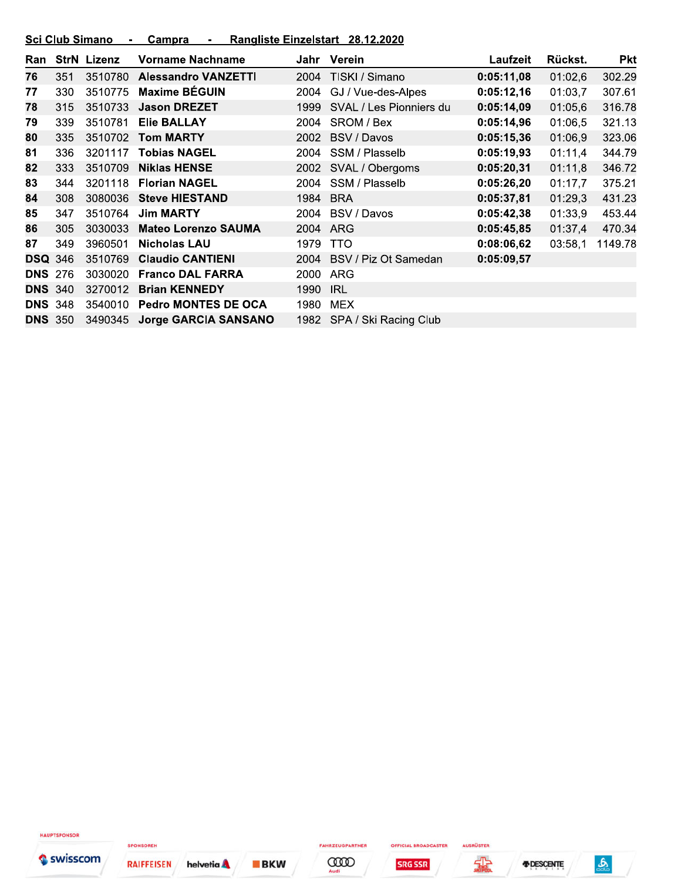Sci Club Simano - Campra - Rangliste Einzelstart 28.12.2020

| Ran | StrN | Lizenz | Vorname Nachname | Jahr | Verein | Laufzeit | Rückst. | Pkt |
|---|---|---|---|---|---|---|---|---|
| **76** | 351 | 3510780 | **Alessandro VANZETTI** | 2004 | TISKI / Simano | **0:05:11,08** | 01:02,6 | 302.29 |
| **77** | 330 | 3510775 | **Maxime BÉGUIN** | 2004 | GJ / Vue-des-Alpes | **0:05:12,16** | 01:03,7 | 307.61 |
| **78** | 315 | 3510733 | **Jason DREZET** | 1999 | SVAL / Les Pionniers du | **0:05:14,09** | 01:05,6 | 316.78 |
| **79** | 339 | 3510781 | **Elie BALLAY** | 2004 | SROM / Bex | **0:05:14,96** | 01:06,5 | 321.13 |
| **80** | 335 | 3510702 | **Tom MARTY** | 2002 | BSV / Davos | **0:05:15,36** | 01:06,9 | 323.06 |
| **81** | 336 | 3201117 | **Tobias NAGEL** | 2004 | SSM / Plasselb | **0:05:19,93** | 01:11,4 | 344.79 |
| **82** | 333 | 3510709 | **Niklas HENSE** | 2002 | SVAL / Obergoms | **0:05:20,31** | 01:11,8 | 346.72 |
| **83** | 344 | 3201118 | **Florian NAGEL** | 2004 | SSM / Plasselb | **0:05:26,20** | 01:17,7 | 375.21 |
| **84** | 308 | 3080036 | **Steve HIESTAND** | 1984 | BRA | **0:05:37,81** | 01:29,3 | 431.23 |
| **85** | 347 | 3510764 | **Jim MARTY** | 2004 | BSV / Davos | **0:05:42,38** | 01:33,9 | 453.44 |
| **86** | 305 | 3030033 | **Mateo Lorenzo SAUMA** | 2004 | ARG | **0:05:45,85** | 01:37,4 | 470.34 |
| **87** | 349 | 3960501 | **Nicholas LAU** | 1979 | TTO | **0:08:06,62** | 03:58,1 | 1149.78 |
| **DSQ** | 346 | 3510769 | **Claudio CANTIENI** | 2004 | BSV / Piz Ot Samedan | **0:05:09,57** | | |
| **DNS** | 276 | 3030020 | **Franco DAL FARRA** | 2000 | ARG | | | |
| **DNS** | 340 | 3270012 | **Brian KENNEDY** | 1990 | IRL | | | |
| **DNS** | 348 | 3540010 | **Pedro MONTES DE OCA** | 1980 | MEX | | | |
| **DNS** | 350 | 3490345 | **Jorge GARCIA SANSANO** | 1982 | SPA / Ski Racing Club | | | |